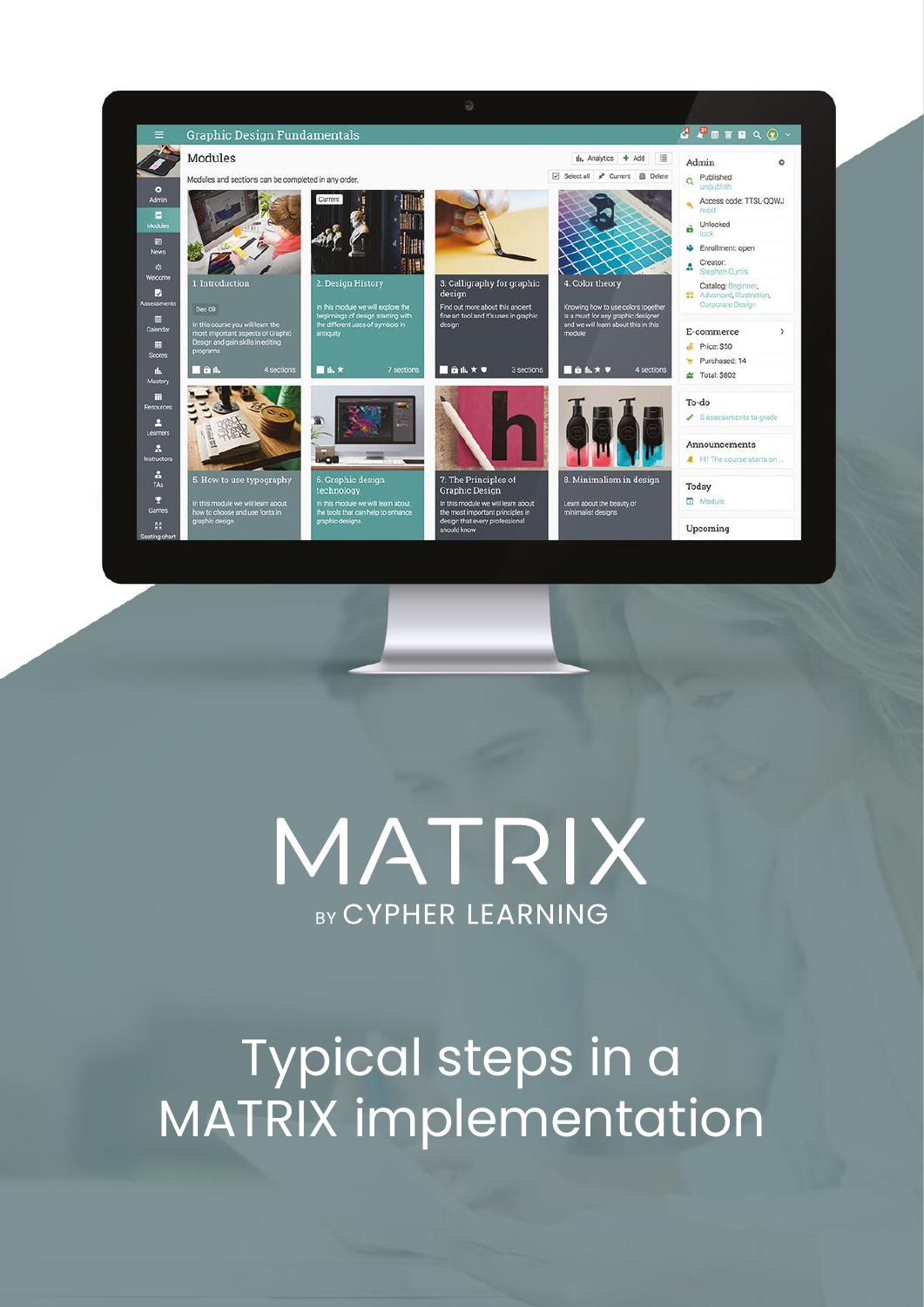# MATRIX

BY CYPHER LEARNING

# Typical steps in a MATRIX implementation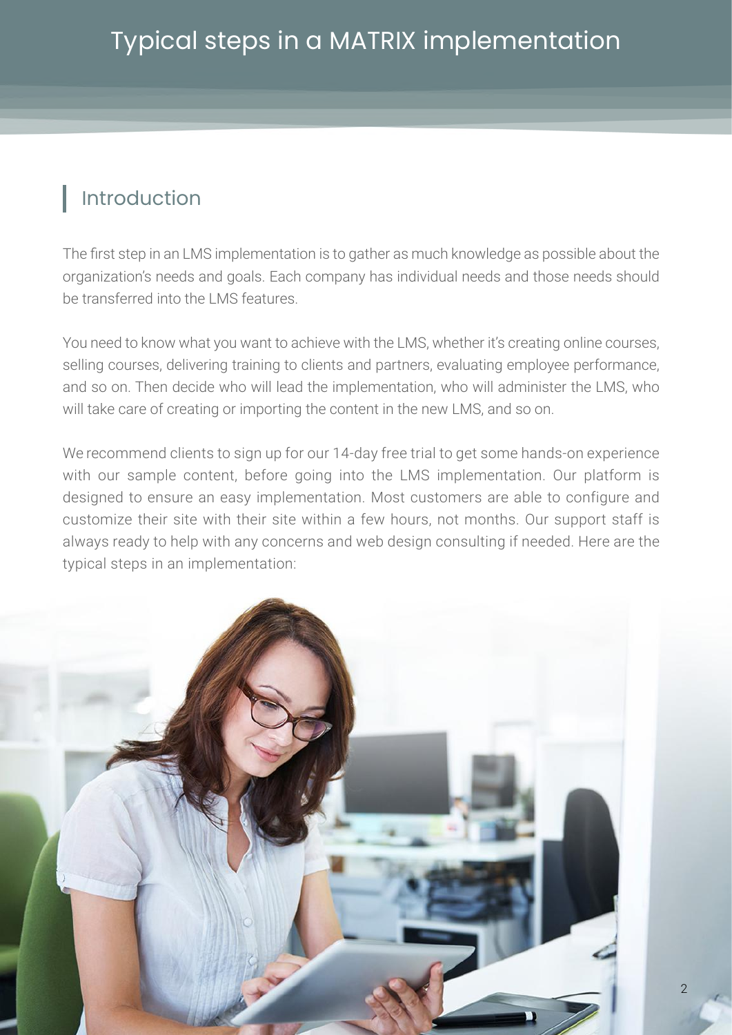# Typical steps in a MATRIX implementation

## Introduction

The first step in an LMS implementation is to gather as much knowledge as possible about the organization's needs and goals. Each company has individual needs and those needs should be transferred into the LMS features.

You need to know what you want to achieve with the LMS, whether it's creating online courses, selling courses, delivering training to clients and partners, evaluating employee performance, and so on. Then decide who will lead the implementation, who will administer the LMS, who will take care of creating or importing the content in the new LMS, and so on.

We recommend clients to sign up for our 14-day free trial to get some hands-on experience with our sample content, before going into the LMS implementation. Our platform is designed to ensure an easy implementation. Most customers are able to configure and customize their site with their site within a few hours, not months. Our support staff is always ready to help with any concerns and web design consulting if needed. Here are the typical steps in an implementation: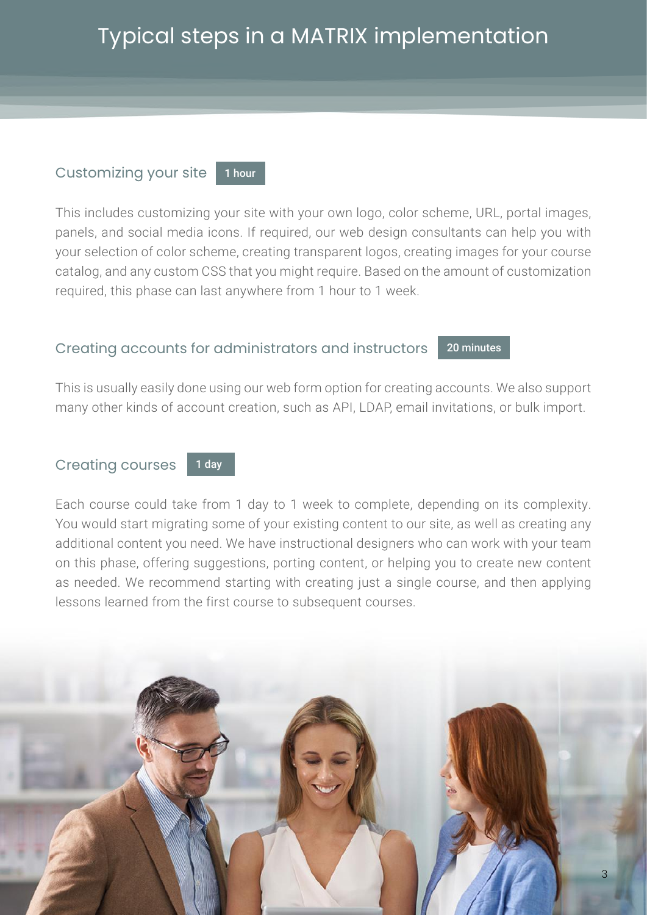# Typical steps in a MATRIX implementation

## Customizing your site `1 hour`

This includes customizing your site with your own logo, color scheme, URL, portal images, panels, and social media icons. If required, our web design consultants can help you with your selection of color scheme, creating transparent logos, creating images for your course catalog, and any custom CSS that you might require. Based on the amount of customization required, this phase can last anywhere from 1 hour to 1 week.

## Creating accounts for administrators and instructors `20 minutes`

This is usually easily done using our web form option for creating accounts. We also support many other kinds of account creation, such as API, LDAP, email invitations, or bulk import.

## Creating courses `1 day`

Each course could take from 1 day to 1 week to complete, depending on its complexity. You would start migrating some of your existing content to our site, as well as creating any additional content you need. We have instructional designers who can work with your team on this phase, offering suggestions, porting content, or helping you to create new content as needed. We recommend starting with creating just a single course, and then applying lessons learned from the first course to subsequent courses.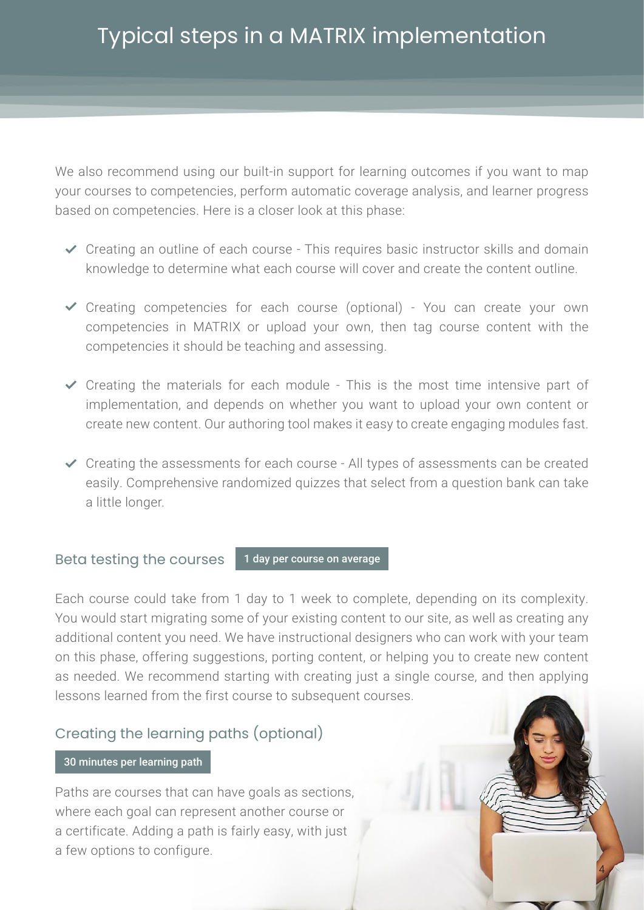# Typical steps in a MATRIX implementation

We also recommend using our built-in support for learning outcomes if you want to map your courses to competencies, perform automatic coverage analysis, and learner progress based on competencies. Here is a closer look at this phase:

- Creating an outline of each course - This requires basic instructor skills and domain knowledge to determine what each course will cover and create the content outline.
- Creating competencies for each course (optional) - You can create your own competencies in MATRIX or upload your own, then tag course content with the competencies it should be teaching and assessing.
- Creating the materials for each module - This is the most time intensive part of implementation, and depends on whether you want to upload your own content or create new content. Our authoring tool makes it easy to create engaging modules fast.
- Creating the assessments for each course - All types of assessments can be created easily. Comprehensive randomized quizzes that select from a question bank can take a little longer.

## Beta testing the courses

**1 day per course on average**

Each course could take from 1 day to 1 week to complete, depending on its complexity. You would start migrating some of your existing content to our site, as well as creating any additional content you need. We have instructional designers who can work with your team on this phase, offering suggestions, porting content, or helping you to create new content as needed. We recommend starting with creating just a single course, and then applying lessons learned from the first course to subsequent courses.

## Creating the learning paths (optional)

**30 minutes per learning path**

Paths are courses that can have goals as sections, where each goal can represent another course or a certificate. Adding a path is fairly easy, with just a few options to configure.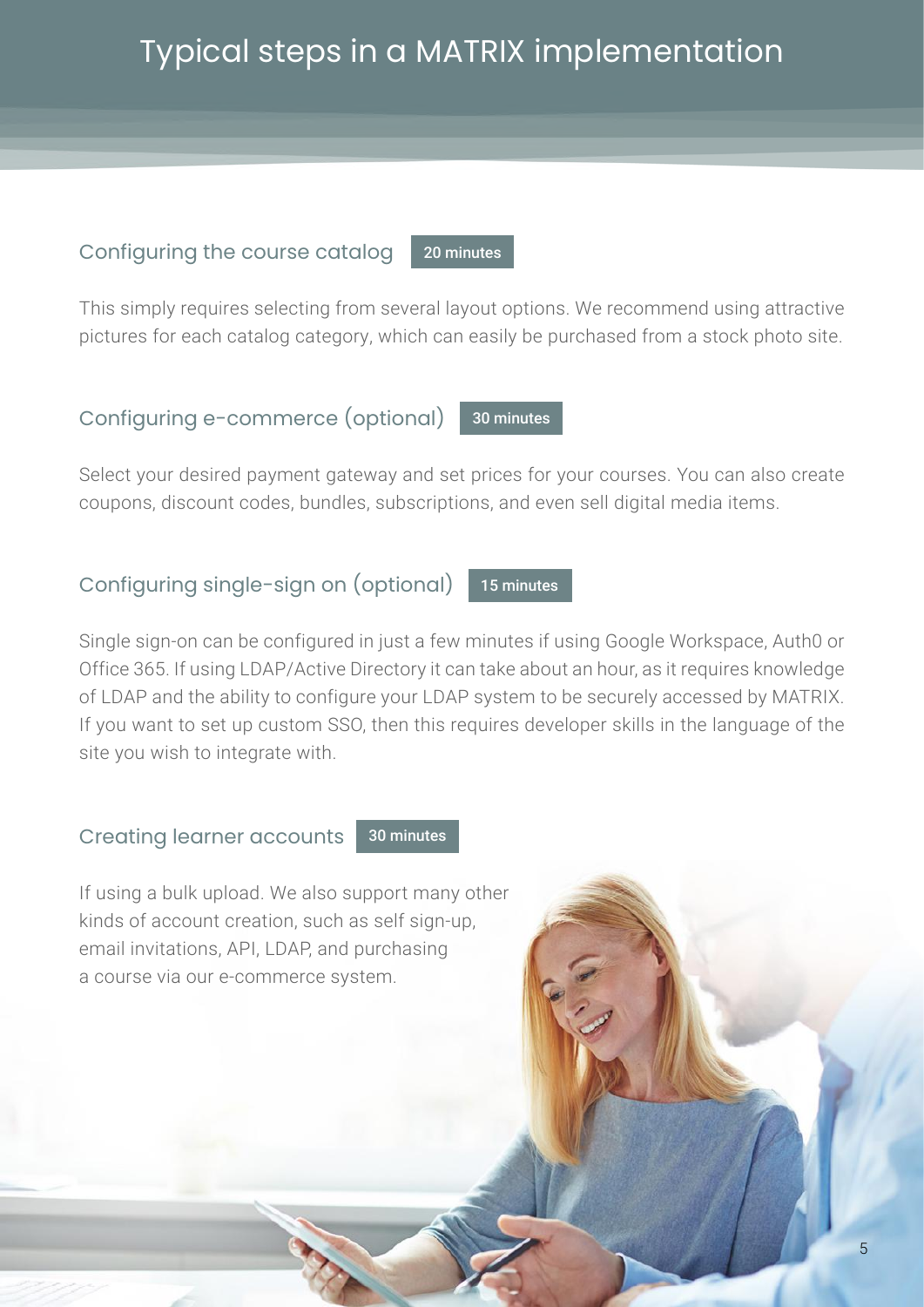# Typical steps in a MATRIX implementation

## Configuring the course catalog

**20 minutes**

This simply requires selecting from several layout options. We recommend using attractive pictures for each catalog category, which can easily be purchased from a stock photo site.

## Configuring e-commerce (optional)

**30 minutes**

Select your desired payment gateway and set prices for your courses. You can also create coupons, discount codes, bundles, subscriptions, and even sell digital media items.

## Configuring single-sign on (optional)

**15 minutes**

Single sign-on can be configured in just a few minutes if using Google Workspace, Auth0 or Office 365. If using LDAP/Active Directory it can take about an hour, as it requires knowledge of LDAP and the ability to configure your LDAP system to be securely accessed by MATRIX. If you want to set up custom SSO, then this requires developer skills in the language of the site you wish to integrate with.

## Creating learner accounts

**30 minutes**

If using a bulk upload. We also support many other kinds of account creation, such as self sign-up, email invitations, API, LDAP, and purchasing a course via our e-commerce system.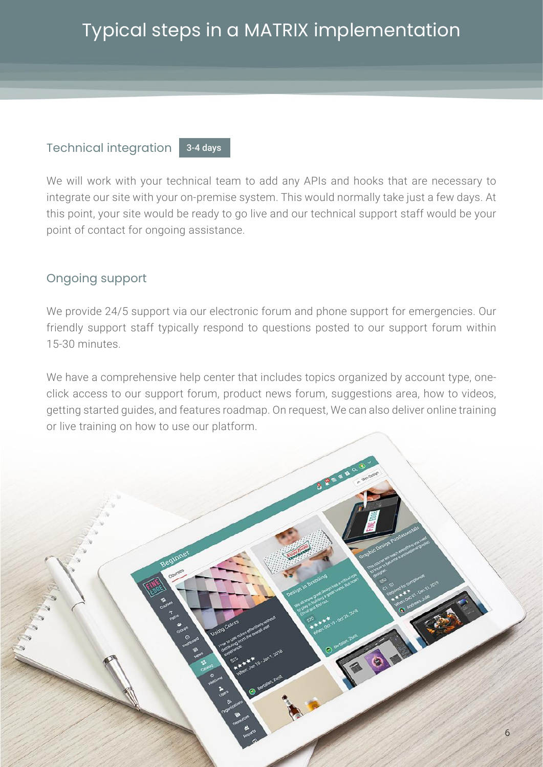# Typical steps in a MATRIX implementation

## Technical integration 3-4 days

We will work with your technical team to add any APIs and hooks that are necessary to integrate our site with your on-premise system. This would normally take just a few days. At this point, your site would be ready to go live and our technical support staff would be your point of contact for ongoing assistance.

## Ongoing support

We provide 24/5 support via our electronic forum and phone support for emergencies. Our friendly support staff typically respond to questions posted to our support forum within 15-30 minutes.

We have a comprehensive help center that includes topics organized by account type, one-click access to our support forum, product news forum, suggestions area, how to videos, getting started guides, and features roadmap. On request, We can also deliver online training or live training on how to use our platform.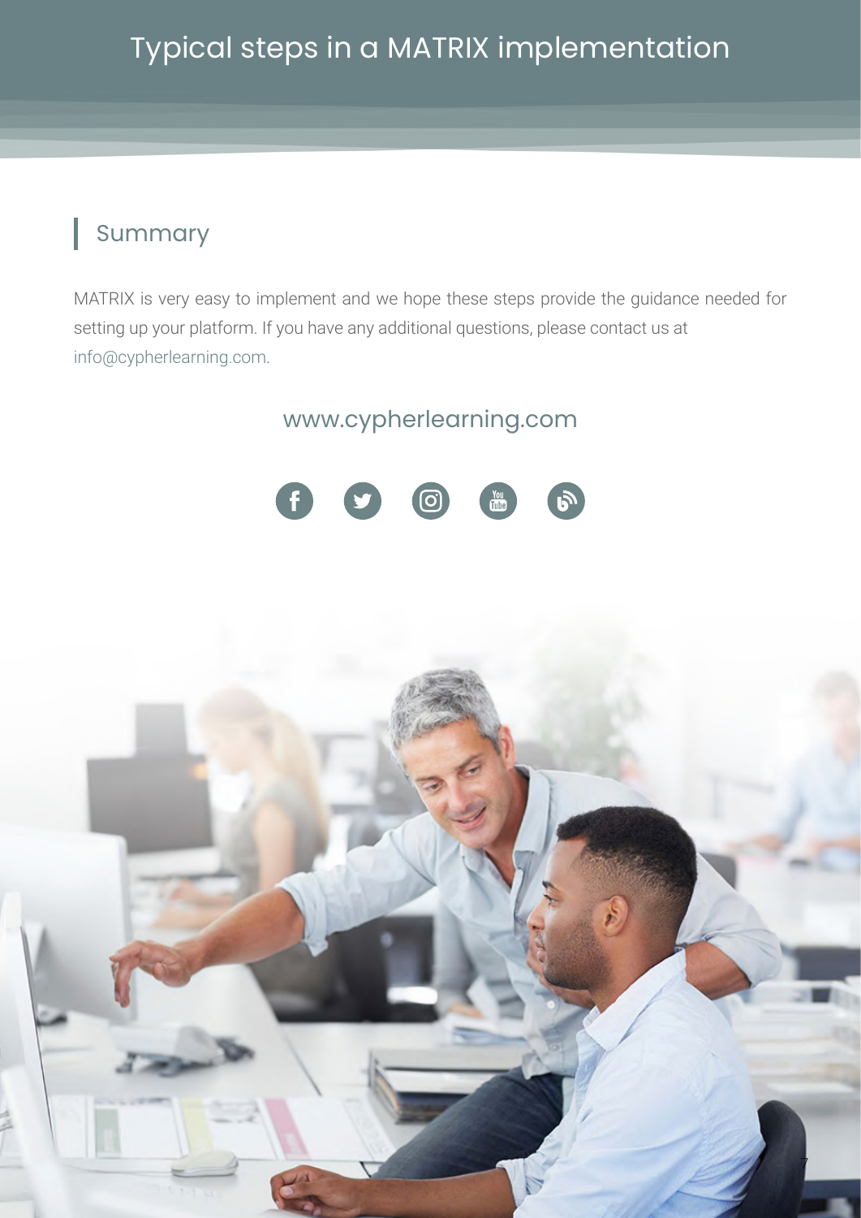# Typical steps in a MATRIX implementation

## Summary

MATRIX is very easy to implement and we hope these steps provide the guidance needed for setting up your platform. If you have any additional questions, please contact us at info@cypherlearning.com.

www.cypherlearning.com